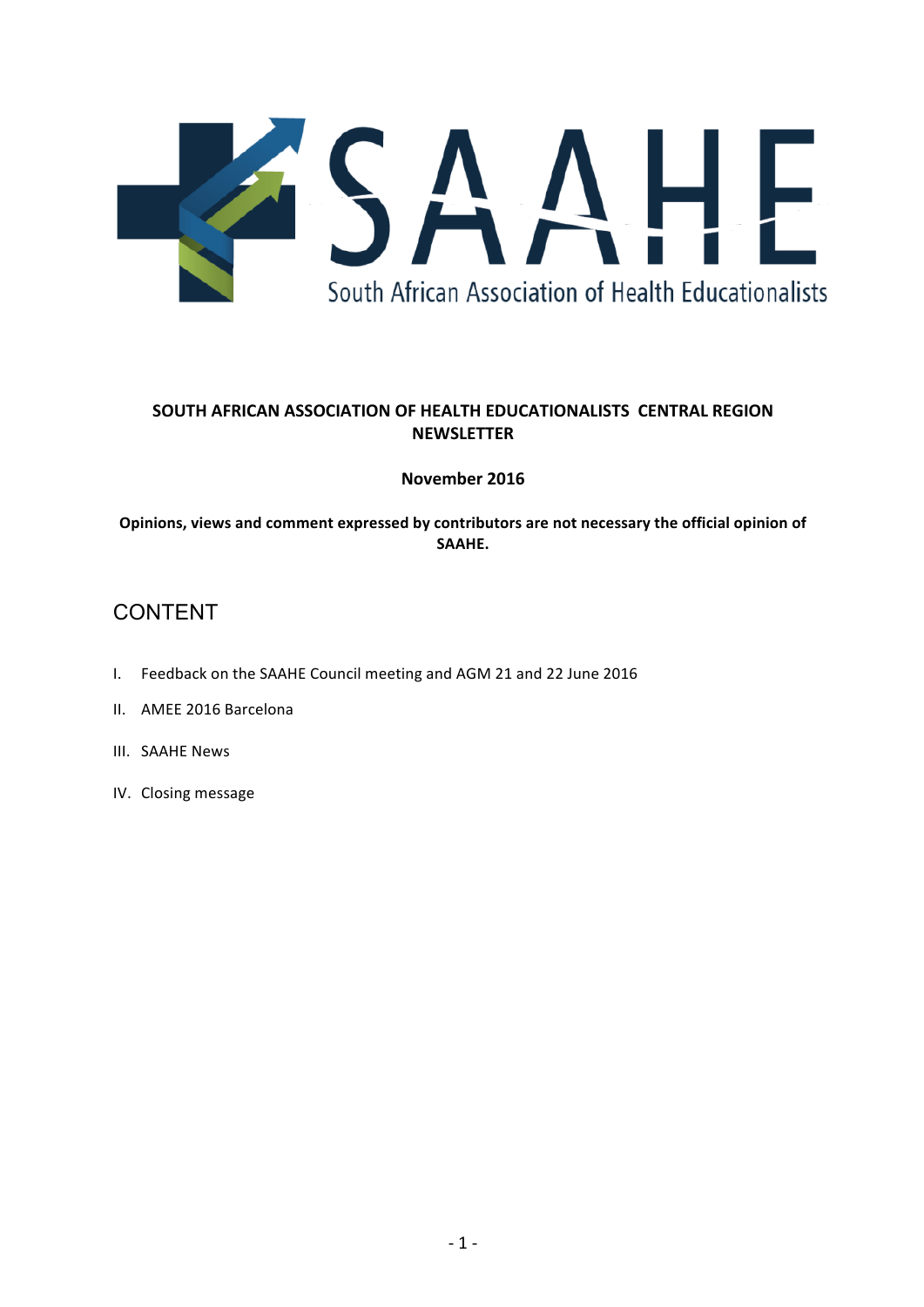SAAHE

South African Association of Health Educationalists

**SOUTH AFRICAN ASSOCIATION OF HEALTH EDUCATIONALISTS CENTRAL REGION NEWSLETTER**

**November 2016**

**Opinions, views and comment expressed by contributors are not necessary the official opinion of SAAHE.**

# CONTENT

I. Feedback on the SAAHE Council meeting and AGM 21 and 22 June 2016

II. AMEE 2016 Barcelona

III. SAAHE News

IV. Closing message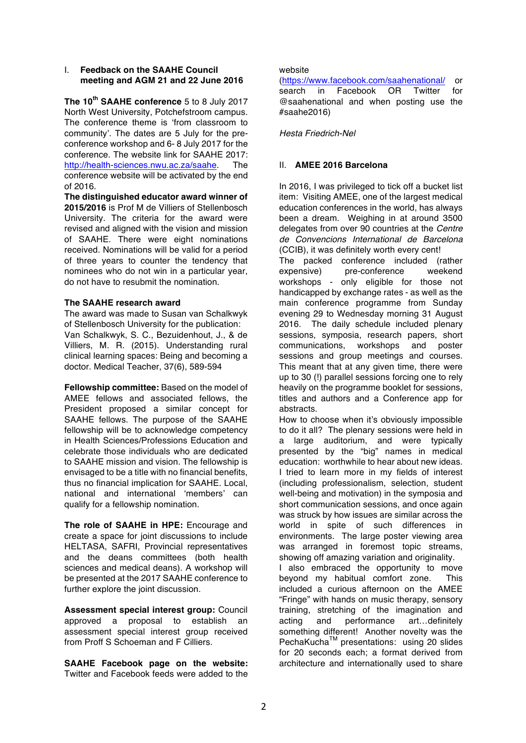## I. Feedback on the SAAHE Council meeting and AGM 21 and 22 June 2016

**The 10th SAAHE conference** 5 to 8 July 2017 North West University, Potchefstroom campus. The conference theme is 'from classroom to community'. The dates are 5 July for the pre-conference workshop and 6- 8 July 2017 for the conference. The website link for SAAHE 2017: http://health-sciences.nwu.ac.za/saahe. The conference website will be activated by the end of 2016.

**The distinguished educator award winner of 2015/2016** is Prof M de Villiers of Stellenbosch University. The criteria for the award were revised and aligned with the vision and mission of SAAHE. There were eight nominations received. Nominations will be valid for a period of three years to counter the tendency that nominees who do not win in a particular year, do not have to resubmit the nomination.

**The SAAHE research award**

The award was made to Susan van Schalkwyk of Stellenbosch University for the publication: Van Schalkwyk, S. C., Bezuidenhout, J., & de Villiers, M. R. (2015). Understanding rural clinical learning spaces: Being and becoming a doctor. Medical Teacher, 37(6), 589-594

**Fellowship committee:** Based on the model of AMEE fellows and associated fellows, the President proposed a similar concept for SAAHE fellows. The purpose of the SAAHE fellowship will be to acknowledge competency in Health Sciences/Professions Education and celebrate those individuals who are dedicated to SAAHE mission and vision. The fellowship is envisaged to be a title with no financial benefits, thus no financial implication for SAAHE. Local, national and international 'members' can qualify for a fellowship nomination.

**The role of SAAHE in HPE:** Encourage and create a space for joint discussions to include HELTASA, SAFRI, Provincial representatives and the deans committees (both health sciences and medical deans). A workshop will be presented at the 2017 SAAHE conference to further explore the joint discussion.

**Assessment special interest group:** Council approved a proposal to establish an assessment special interest group received from Proff S Schoeman and F Cilliers.

**SAAHE Facebook page on the website:** Twitter and Facebook feeds were added to the website (https://www.facebook.com/saahenational/ or search in Facebook OR Twitter for @saahenational and when posting use the #saahe2016)

*Hesta Friedrich-Nel*

## II. AMEE 2016 Barcelona

In 2016, I was privileged to tick off a bucket list item: Visiting AMEE, one of the largest medical education conferences in the world, has always been a dream. Weighing in at around 3500 delegates from over 90 countries at the *Centre de Convencions International de Barcelona* (CCIB), it was definitely worth every cent!

The packed conference included (rather expensive) pre-conference weekend workshops - only eligible for those not handicapped by exchange rates - as well as the main conference programme from Sunday evening 29 to Wednesday morning 31 August 2016. The daily schedule included plenary sessions, symposia, research papers, short communications, workshops and poster sessions and group meetings and courses. This meant that at any given time, there were up to 30 (!) parallel sessions forcing one to rely heavily on the programme booklet for sessions, titles and authors and a Conference app for abstracts.

How to choose when it's obviously impossible to do it all? The plenary sessions were held in a large auditorium, and were typically presented by the "big" names in medical education: worthwhile to hear about new ideas. I tried to learn more in my fields of interest (including professionalism, selection, student well-being and motivation) in the symposia and short communication sessions, and once again was struck by how issues are similar across the world in spite of such differences in environments. The large poster viewing area was arranged in foremost topic streams, showing off amazing variation and originality.

I also embraced the opportunity to move beyond my habitual comfort zone. This included a curious afternoon on the AMEE "Fringe" with hands on music therapy, sensory training, stretching of the imagination and acting and performance art…definitely something different! Another novelty was the PechaKucha™ presentations: using 20 slides for 20 seconds each; a format derived from architecture and internationally used to share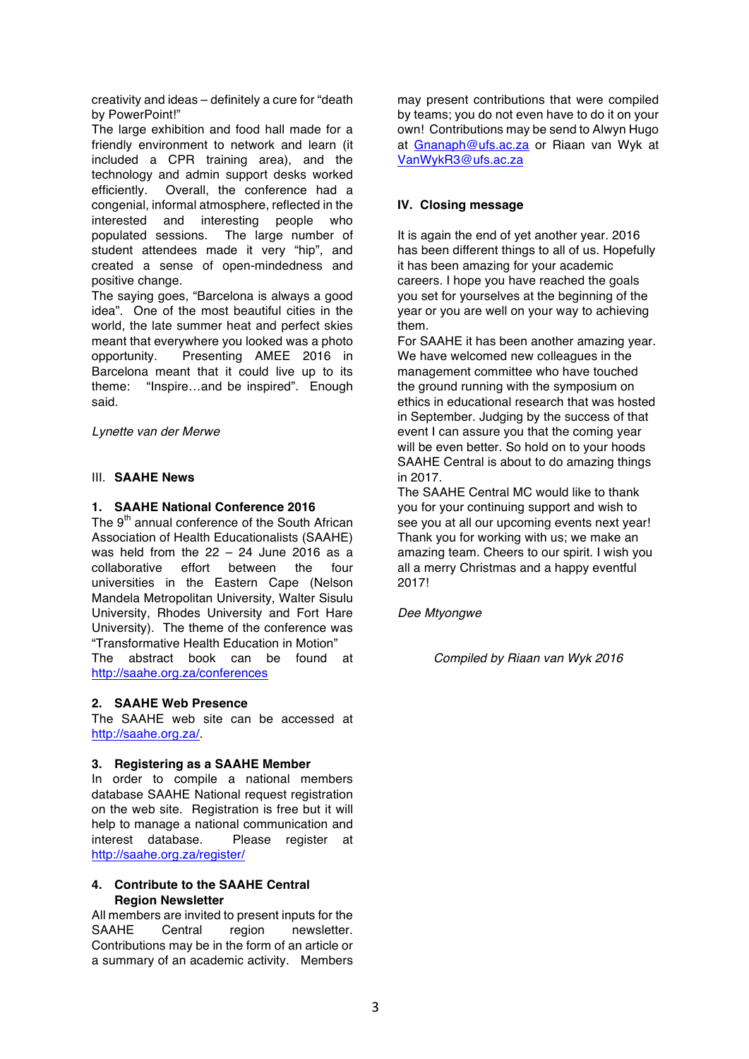creativity and ideas – definitely a cure for "death by PowerPoint!"

The large exhibition and food hall made for a friendly environment to network and learn (it included a CPR training area), and the technology and admin support desks worked efficiently. Overall, the conference had a congenial, informal atmosphere, reflected in the interested and interesting people who populated sessions. The large number of student attendees made it very "hip", and created a sense of open-mindedness and positive change.

The saying goes, "Barcelona is always a good idea". One of the most beautiful cities in the world, the late summer heat and perfect skies meant that everywhere you looked was a photo opportunity. Presenting AMEE 2016 in Barcelona meant that it could live up to its theme: "Inspire…and be inspired". Enough said.

*Lynette van der Merwe*

## III. SAAHE News

### 1. SAAHE National Conference 2016

The 9th annual conference of the South African Association of Health Educationalists (SAAHE) was held from the 22 – 24 June 2016 as a collaborative effort between the four universities in the Eastern Cape (Nelson Mandela Metropolitan University, Walter Sisulu University, Rhodes University and Fort Hare University). The theme of the conference was "Transformative Health Education in Motion" The abstract book can be found at http://saahe.org.za/conferences

### 2. SAAHE Web Presence

The SAAHE web site can be accessed at http://saahe.org.za/.

### 3. Registering as a SAAHE Member

In order to compile a national members database SAAHE National request registration on the web site. Registration is free but it will help to manage a national communication and interest database. Please register at http://saahe.org.za/register/

### 4. Contribute to the SAAHE Central Region Newsletter

All members are invited to present inputs for the SAAHE Central region newsletter. Contributions may be in the form of an article or a summary of an academic activity. Members may present contributions that were compiled by teams; you do not even have to do it on your own! Contributions may be send to Alwyn Hugo at Gnanaph@ufs.ac.za or Riaan van Wyk at VanWykR3@ufs.ac.za

## IV. Closing message

It is again the end of yet another year. 2016 has been different things to all of us. Hopefully it has been amazing for your academic careers. I hope you have reached the goals you set for yourselves at the beginning of the year or you are well on your way to achieving them.

For SAAHE it has been another amazing year. We have welcomed new colleagues in the management committee who have touched the ground running with the symposium on ethics in educational research that was hosted in September. Judging by the success of that event I can assure you that the coming year will be even better. So hold on to your hoods SAAHE Central is about to do amazing things in 2017.

The SAAHE Central MC would like to thank you for your continuing support and wish to see you at all our upcoming events next year! Thank you for working with us; we make an amazing team. Cheers to our spirit. I wish you all a merry Christmas and a happy eventful 2017!

*Dee Mtyongwe*

*Compiled by Riaan van Wyk 2016*